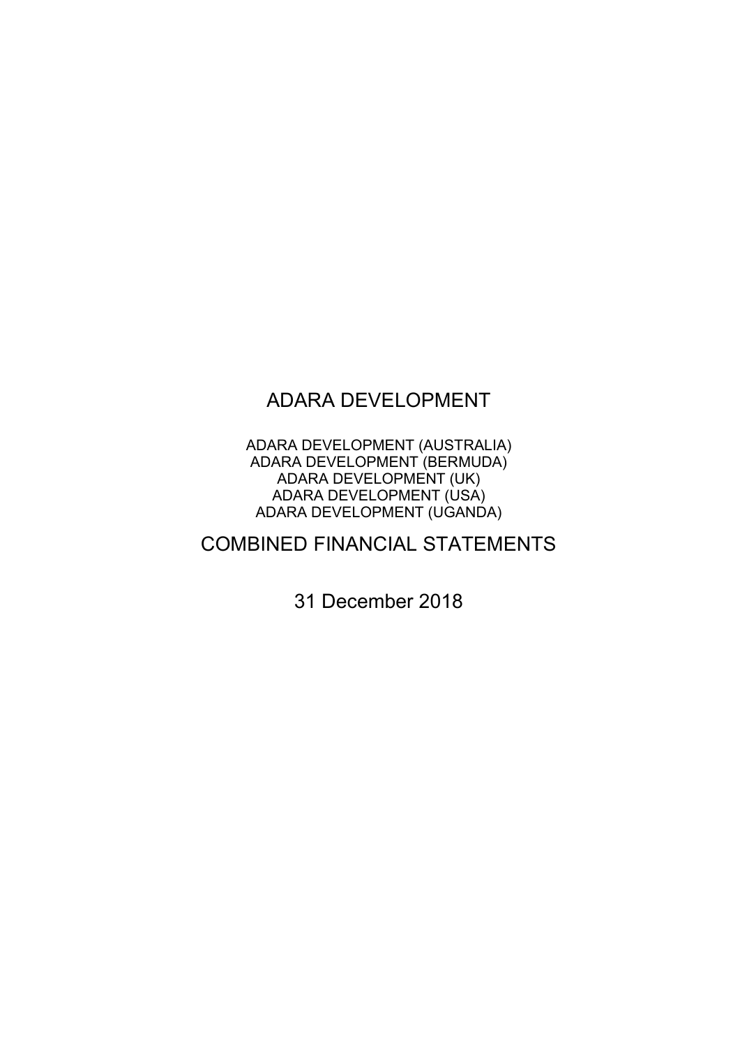# ADARA DEVELOPMENT

ADARA DEVELOPMENT (AUSTRALIA)
ADARA DEVELOPMENT (BERMUDA)
ADARA DEVELOPMENT (UK)
ADARA DEVELOPMENT (USA)
ADARA DEVELOPMENT (UGANDA)

# COMBINED FINANCIAL STATEMENTS

31 December 2018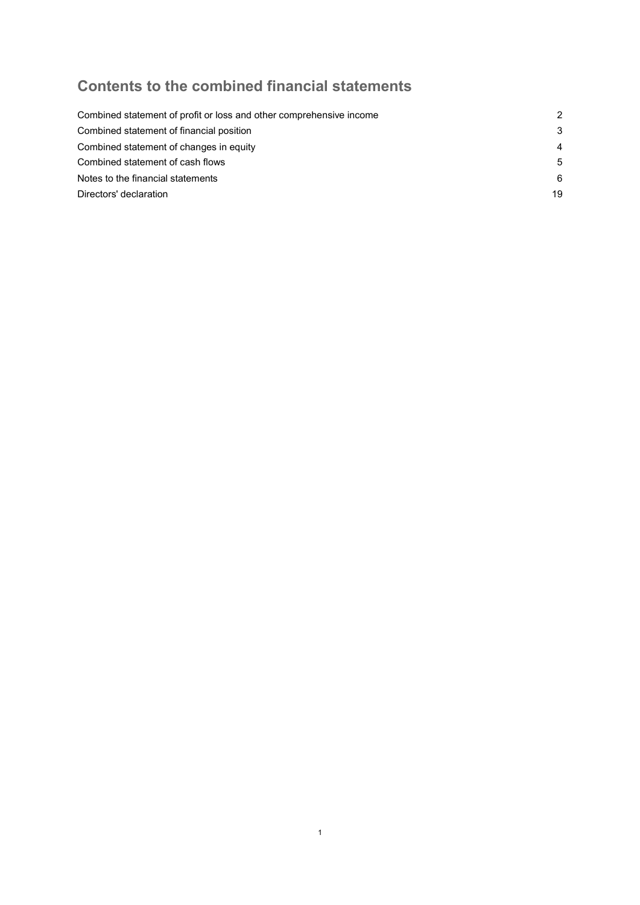# Contents to the combined financial statements

| | |
|---|---|
| Combined statement of profit or loss and other comprehensive income | 2 |
| Combined statement of financial position | 3 |
| Combined statement of changes in equity | 4 |
| Combined statement of cash flows | 5 |
| Notes to the financial statements | 6 |
| Directors' declaration | 19 |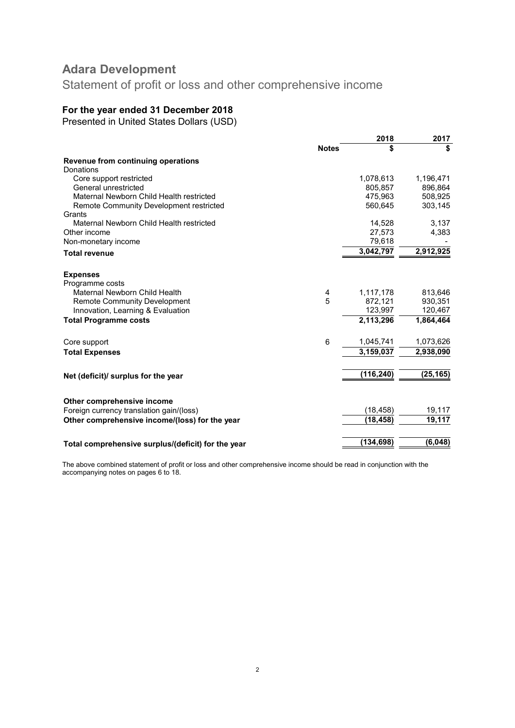# Adara Development

## Statement of profit or loss and other comprehensive income

### For the year ended 31 December 2018

Presented in United States Dollars (USD)

| | Notes | 2018 $ | 2017 $ |
|---|---|---|---|
| **Revenue from continuing operations** | | | |
| Donations | | | |
| Core support restricted | | 1,078,613 | 1,196,471 |
| General unrestricted | | 805,857 | 896,864 |
| Maternal Newborn Child Health restricted | | 475,963 | 508,925 |
| Remote Community Development restricted | | 560,645 | 303,145 |
| Grants | | | |
| Maternal Newborn Child Health restricted | | 14,528 | 3,137 |
| Other income | | 27,573 | 4,383 |
| Non-monetary income | | 79,618 | - |
| **Total revenue** | | **3,042,797** | **2,912,925** |
| | | | |
| **Expenses** | | | |
| Programme costs | | | |
| Maternal Newborn Child Health | 4 | 1,117,178 | 813,646 |
| Remote Community Development | 5 | 872,121 | 930,351 |
| Innovation, Learning & Evaluation | | 123,997 | 120,467 |
| **Total Programme costs** | | **2,113,296** | **1,864,464** |
| | | | |
| Core support | 6 | 1,045,741 | 1,073,626 |
| **Total Expenses** | | **3,159,037** | **2,938,090** |
| | | | |
| **Net (deficit)/ surplus for the year** | | **(116,240)** | **(25,165)** |
| | | | |
| **Other comprehensive income** | | | |
| Foreign currency translation gain/(loss) | | (18,458) | 19,117 |
| **Other comprehensive income/(loss) for the year** | | **(18,458)** | **19,117** |
| | | | |
| **Total comprehensive surplus/(deficit) for the year** | | **(134,698)** | **(6,048)** |

The above combined statement of profit or loss and other comprehensive income should be read in conjunction with the accompanying notes on pages 6 to 18.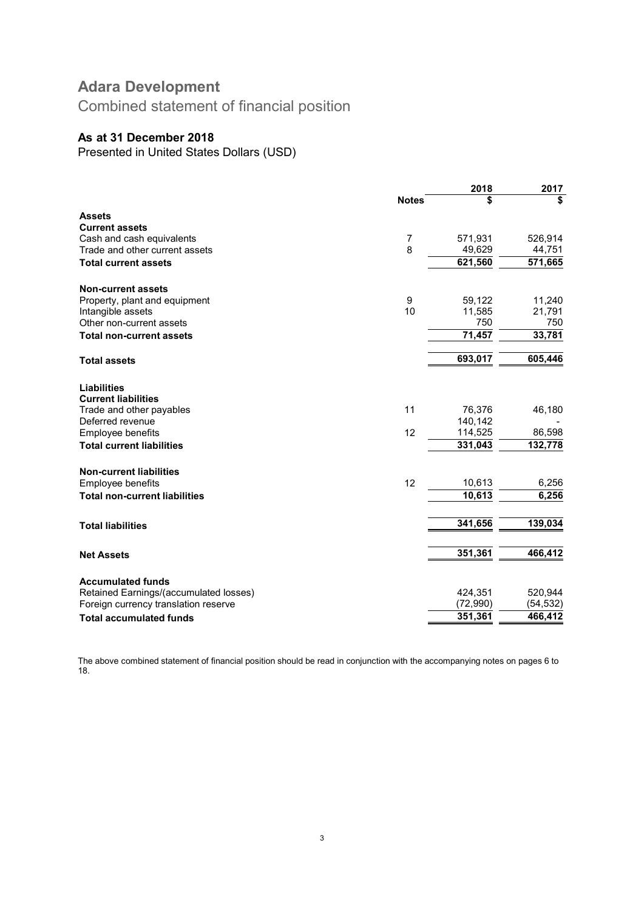# Adara Development

## Combined statement of financial position

### As at 31 December 2018

Presented in United States Dollars (USD)

| | Notes | 2018 $ | 2017 $ |
|---|---|---|---|
| **Assets** | | | |
| **Current assets** | | | |
| Cash and cash equivalents | 7 | 571,931 | 526,914 |
| Trade and other current assets | 8 | 49,629 | 44,751 |
| **Total current assets** | | **621,560** | **571,665** |
| | | | |
| **Non-current assets** | | | |
| Property, plant and equipment | 9 | 59,122 | 11,240 |
| Intangible assets | 10 | 11,585 | 21,791 |
| Other non-current assets | | 750 | 750 |
| **Total non-current assets** | | **71,457** | **33,781** |
| | | | |
| **Total assets** | | **693,017** | **605,446** |
| | | | |
| **Liabilities** | | | |
| **Current liabilities** | | | |
| Trade and other payables | 11 | 76,376 | 46,180 |
| Deferred revenue | | 140,142 | - |
| Employee benefits | 12 | 114,525 | 86,598 |
| **Total current liabilities** | | **331,043** | **132,778** |
| | | | |
| **Non-current liabilities** | | | |
| Employee benefits | 12 | 10,613 | 6,256 |
| **Total non-current liabilities** | | **10,613** | **6,256** |
| | | | |
| **Total liabilities** | | **341,656** | **139,034** |
| | | | |
| **Net Assets** | | **351,361** | **466,412** |
| | | | |
| **Accumulated funds** | | | |
| Retained Earnings/(accumulated losses) | | 424,351 | 520,944 |
| Foreign currency translation reserve | | (72,990) | (54,532) |
| **Total accumulated funds** | | **351,361** | **466,412** |

The above combined statement of financial position should be read in conjunction with the accompanying notes on pages 6 to 18.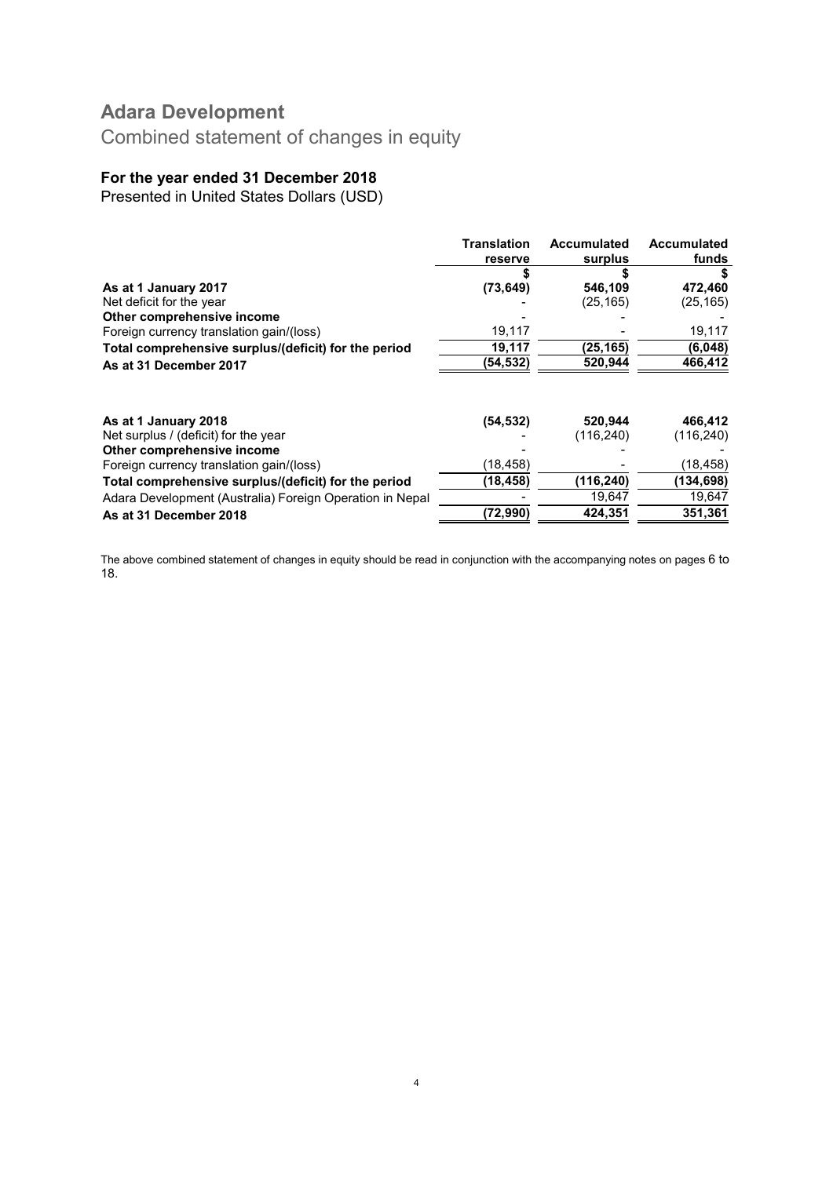# Adara Development

## Combined statement of changes in equity

### For the year ended 31 December 2018

Presented in United States Dollars (USD)

| | Translation reserve | Accumulated surplus | Accumulated funds |
|---|---|---|---|
| | $ | $ | $ |
| **As at 1 January 2017** | **(73,649)** | **546,109** | **472,460** |
| Net deficit for the year | - | (25,165) | (25,165) |
| **Other comprehensive income** | - | - | - |
| Foreign currency translation gain/(loss) | 19,117 | - | 19,117 |
| **Total comprehensive surplus/(deficit) for the period** | **19,117** | **(25,165)** | **(6,048)** |
| **As at 31 December 2017** | **(54,532)** | **520,944** | **466,412** |
| | | | |
| **As at 1 January 2018** | **(54,532)** | **520,944** | **466,412** |
| Net surplus / (deficit) for the year | - | (116,240) | (116,240) |
| **Other comprehensive income** | - | - | - |
| Foreign currency translation gain/(loss) | (18,458) | - | (18,458) |
| **Total comprehensive surplus/(deficit) for the period** | **(18,458)** | **(116,240)** | **(134,698)** |
| Adara Development (Australia) Foreign Operation in Nepal | - | 19,647 | 19,647 |
| **As at 31 December 2018** | **(72,990)** | **424,351** | **351,361** |

The above combined statement of changes in equity should be read in conjunction with the accompanying notes on pages 6 to 18.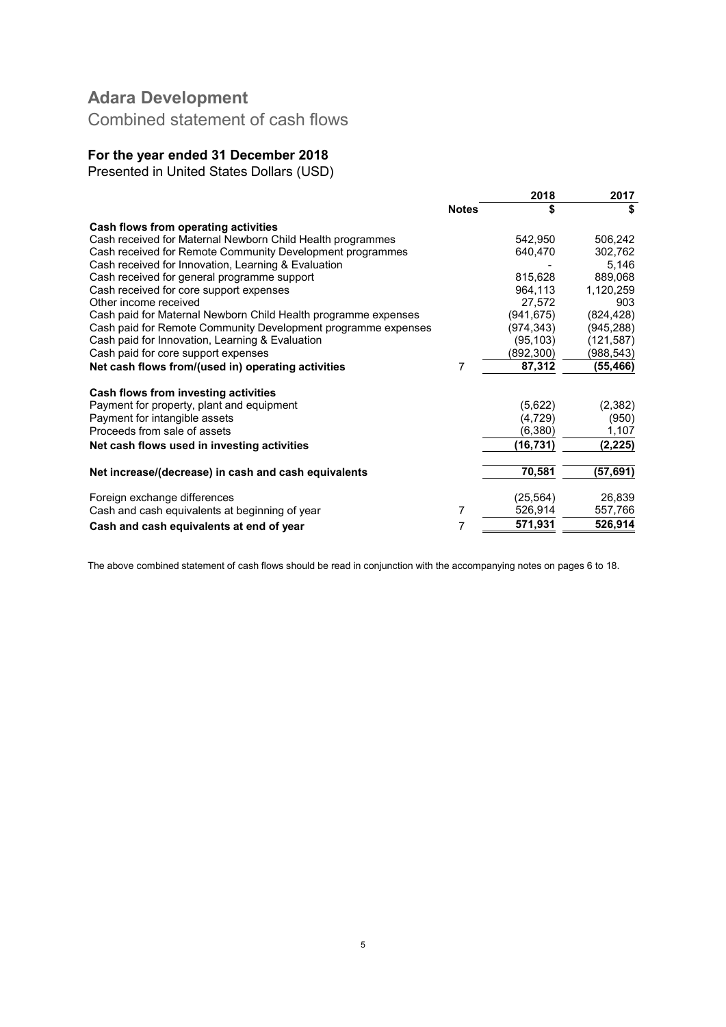# Adara Development

## Combined statement of cash flows

### For the year ended 31 December 2018

Presented in United States Dollars (USD)

| | Notes | 2018 $ | 2017 $ |
|---|---|---|---|
| **Cash flows from operating activities** | | | |
| Cash received for Maternal Newborn Child Health programmes | | 542,950 | 506,242 |
| Cash received for Remote Community Development programmes | | 640,470 | 302,762 |
| Cash received for Innovation, Learning & Evaluation | | - | 5,146 |
| Cash received for general programme support | | 815,628 | 889,068 |
| Cash received for core support expenses | | 964,113 | 1,120,259 |
| Other income received | | 27,572 | 903 |
| Cash paid for Maternal Newborn Child Health programme expenses | | (941,675) | (824,428) |
| Cash paid for Remote Community Development programme expenses | | (974,343) | (945,288) |
| Cash paid for Innovation, Learning & Evaluation | | (95,103) | (121,587) |
| Cash paid for core support expenses | | (892,300) | (988,543) |
| **Net cash flows from/(used in) operating activities** | 7 | **87,312** | **(55,466)** |
| **Cash flows from investing activities** | | | |
| Payment for property, plant and equipment | | (5,622) | (2,382) |
| Payment for intangible assets | | (4,729) | (950) |
| Proceeds from sale of assets | | (6,380) | 1,107 |
| **Net cash flows used in investing activities** | | **(16,731)** | **(2,225)** |
| **Net increase/(decrease) in cash and cash equivalents** | | **70,581** | **(57,691)** |
| Foreign exchange differences | | (25,564) | 26,839 |
| Cash and cash equivalents at beginning of year | 7 | 526,914 | 557,766 |
| **Cash and cash equivalents at end of year** | 7 | **571,931** | **526,914** |

The above combined statement of cash flows should be read in conjunction with the accompanying notes on pages 6 to 18.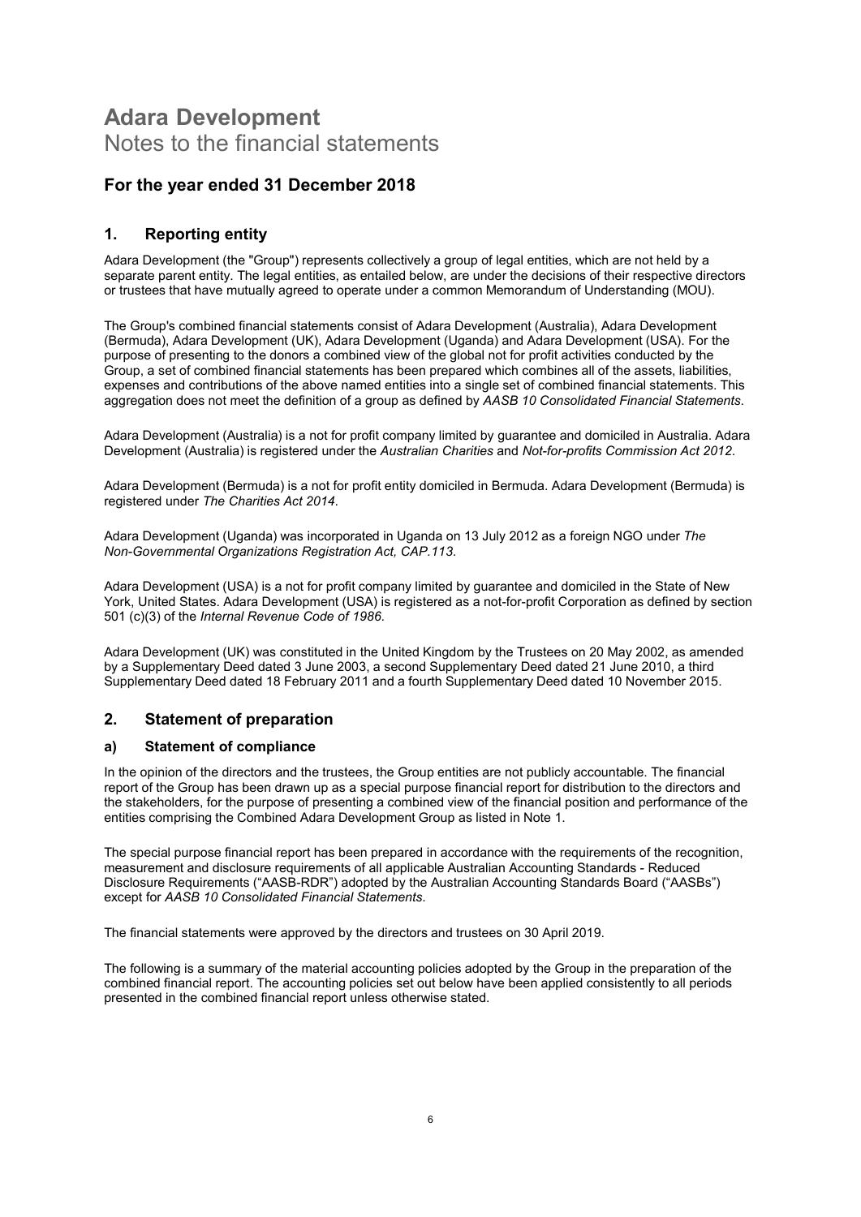# Adara Development
Notes to the financial statements

## For the year ended 31 December 2018

## 1. Reporting entity

Adara Development (the "Group") represents collectively a group of legal entities, which are not held by a separate parent entity. The legal entities, as entailed below, are under the decisions of their respective directors or trustees that have mutually agreed to operate under a common Memorandum of Understanding (MOU).

The Group's combined financial statements consist of Adara Development (Australia), Adara Development (Bermuda), Adara Development (UK), Adara Development (Uganda) and Adara Development (USA). For the purpose of presenting to the donors a combined view of the global not for profit activities conducted by the Group, a set of combined financial statements has been prepared which combines all of the assets, liabilities, expenses and contributions of the above named entities into a single set of combined financial statements. This aggregation does not meet the definition of a group as defined by *AASB 10 Consolidated Financial Statements*.

Adara Development (Australia) is a not for profit company limited by guarantee and domiciled in Australia. Adara Development (Australia) is registered under the *Australian Charities* and *Not-for-profits Commission Act 2012*.

Adara Development (Bermuda) is a not for profit entity domiciled in Bermuda. Adara Development (Bermuda) is registered under *The Charities Act 2014*.

Adara Development (Uganda) was incorporated in Uganda on 13 July 2012 as a foreign NGO under *The Non-Governmental Organizations Registration Act, CAP.113*.

Adara Development (USA) is a not for profit company limited by guarantee and domiciled in the State of New York, United States. Adara Development (USA) is registered as a not-for-profit Corporation as defined by section 501 (c)(3) of the *Internal Revenue Code of 1986*.

Adara Development (UK) was constituted in the United Kingdom by the Trustees on 20 May 2002, as amended by a Supplementary Deed dated 3 June 2003, a second Supplementary Deed dated 21 June 2010, a third Supplementary Deed dated 18 February 2011 and a fourth Supplementary Deed dated 10 November 2015.

## 2. Statement of preparation

### a) Statement of compliance

In the opinion of the directors and the trustees, the Group entities are not publicly accountable. The financial report of the Group has been drawn up as a special purpose financial report for distribution to the directors and the stakeholders, for the purpose of presenting a combined view of the financial position and performance of the entities comprising the Combined Adara Development Group as listed in Note 1.

The special purpose financial report has been prepared in accordance with the requirements of the recognition, measurement and disclosure requirements of all applicable Australian Accounting Standards - Reduced Disclosure Requirements ("AASB-RDR") adopted by the Australian Accounting Standards Board ("AASBs") except for *AASB 10 Consolidated Financial Statements*.

The financial statements were approved by the directors and trustees on 30 April 2019.

The following is a summary of the material accounting policies adopted by the Group in the preparation of the combined financial report. The accounting policies set out below have been applied consistently to all periods presented in the combined financial report unless otherwise stated.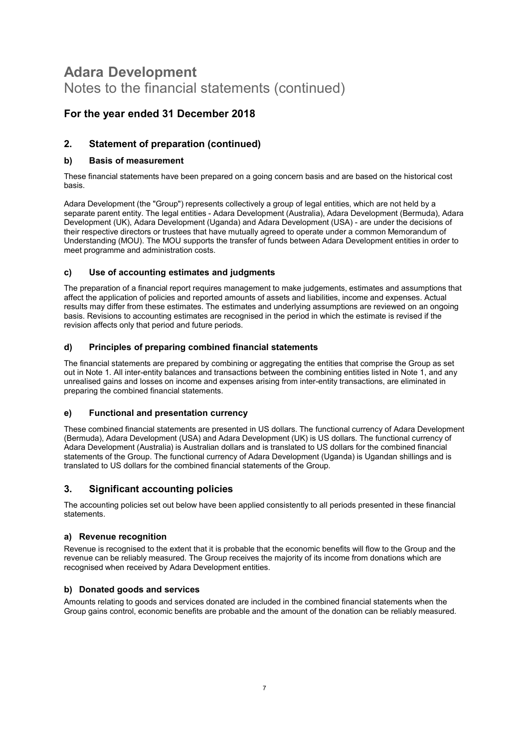# Adara Development

Notes to the financial statements (continued)

## For the year ended 31 December 2018

## 2. Statement of preparation (continued)

### b) Basis of measurement

These financial statements have been prepared on a going concern basis and are based on the historical cost basis.

Adara Development (the "Group") represents collectively a group of legal entities, which are not held by a separate parent entity. The legal entities - Adara Development (Australia), Adara Development (Bermuda), Adara Development (UK), Adara Development (Uganda) and Adara Development (USA) - are under the decisions of their respective directors or trustees that have mutually agreed to operate under a common Memorandum of Understanding (MOU). The MOU supports the transfer of funds between Adara Development entities in order to meet programme and administration costs.

### c) Use of accounting estimates and judgments

The preparation of a financial report requires management to make judgements, estimates and assumptions that affect the application of policies and reported amounts of assets and liabilities, income and expenses. Actual results may differ from these estimates. The estimates and underlying assumptions are reviewed on an ongoing basis. Revisions to accounting estimates are recognised in the period in which the estimate is revised if the revision affects only that period and future periods.

### d) Principles of preparing combined financial statements

The financial statements are prepared by combining or aggregating the entities that comprise the Group as set out in Note 1. All inter-entity balances and transactions between the combining entities listed in Note 1, and any unrealised gains and losses on income and expenses arising from inter-entity transactions, are eliminated in preparing the combined financial statements.

### e) Functional and presentation currency

These combined financial statements are presented in US dollars. The functional currency of Adara Development (Bermuda), Adara Development (USA) and Adara Development (UK) is US dollars. The functional currency of Adara Development (Australia) is Australian dollars and is translated to US dollars for the combined financial statements of the Group. The functional currency of Adara Development (Uganda) is Ugandan shillings and is translated to US dollars for the combined financial statements of the Group.

## 3. Significant accounting policies

The accounting policies set out below have been applied consistently to all periods presented in these financial statements.

### a) Revenue recognition

Revenue is recognised to the extent that it is probable that the economic benefits will flow to the Group and the revenue can be reliably measured. The Group receives the majority of its income from donations which are recognised when received by Adara Development entities.

### b) Donated goods and services

Amounts relating to goods and services donated are included in the combined financial statements when the Group gains control, economic benefits are probable and the amount of the donation can be reliably measured.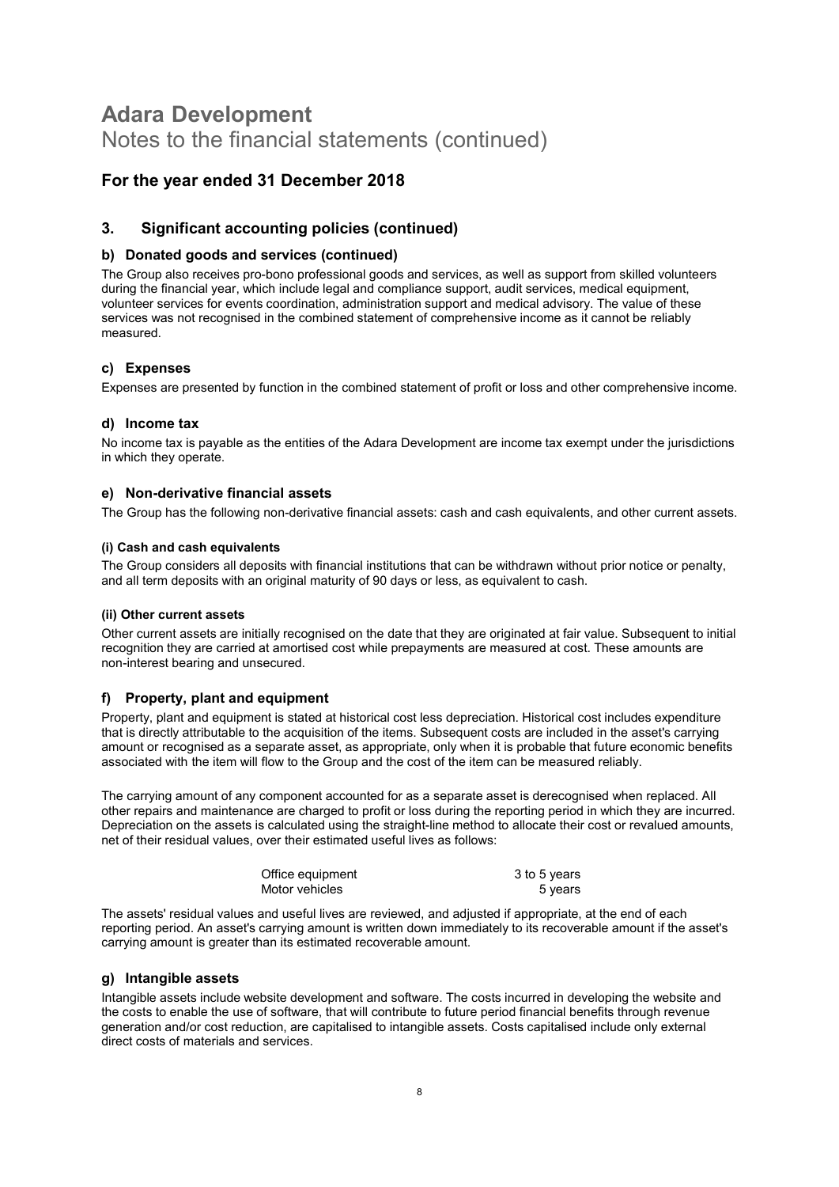# Adara Development

Notes to the financial statements (continued)

## For the year ended 31 December 2018

### 3. Significant accounting policies (continued)

#### b) Donated goods and services (continued)

The Group also receives pro-bono professional goods and services, as well as support from skilled volunteers during the financial year, which include legal and compliance support, audit services, medical equipment, volunteer services for events coordination, administration support and medical advisory. The value of these services was not recognised in the combined statement of comprehensive income as it cannot be reliably measured.

#### c) Expenses

Expenses are presented by function in the combined statement of profit or loss and other comprehensive income.

#### d) Income tax

No income tax is payable as the entities of the Adara Development are income tax exempt under the jurisdictions in which they operate.

#### e) Non-derivative financial assets

The Group has the following non-derivative financial assets: cash and cash equivalents, and other current assets.

**(i) Cash and cash equivalents**

The Group considers all deposits with financial institutions that can be withdrawn without prior notice or penalty, and all term deposits with an original maturity of 90 days or less, as equivalent to cash.

**(ii) Other current assets**

Other current assets are initially recognised on the date that they are originated at fair value. Subsequent to initial recognition they are carried at amortised cost while prepayments are measured at cost. These amounts are non-interest bearing and unsecured.

#### f) Property, plant and equipment

Property, plant and equipment is stated at historical cost less depreciation. Historical cost includes expenditure that is directly attributable to the acquisition of the items. Subsequent costs are included in the asset's carrying amount or recognised as a separate asset, as appropriate, only when it is probable that future economic benefits associated with the item will flow to the Group and the cost of the item can be measured reliably.

The carrying amount of any component accounted for as a separate asset is derecognised when replaced. All other repairs and maintenance are charged to profit or loss during the reporting period in which they are incurred. Depreciation on the assets is calculated using the straight-line method to allocate their cost or revalued amounts, net of their residual values, over their estimated useful lives as follows:

| | |
|---|---|
| Office equipment | 3 to 5 years |
| Motor vehicles | 5 years |

The assets' residual values and useful lives are reviewed, and adjusted if appropriate, at the end of each reporting period. An asset's carrying amount is written down immediately to its recoverable amount if the asset's carrying amount is greater than its estimated recoverable amount.

#### g) Intangible assets

Intangible assets include website development and software. The costs incurred in developing the website and the costs to enable the use of software, that will contribute to future period financial benefits through revenue generation and/or cost reduction, are capitalised to intangible assets. Costs capitalised include only external direct costs of materials and services.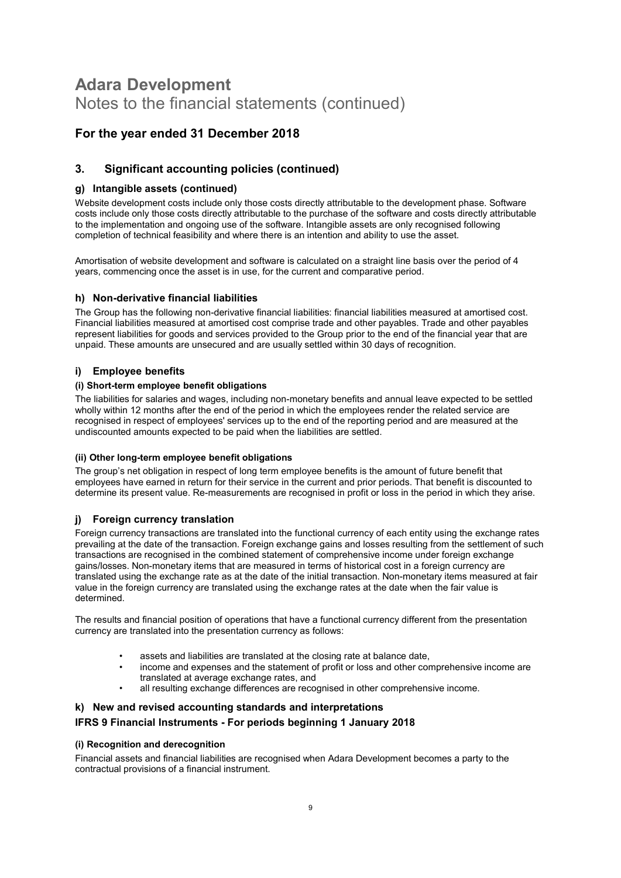# Adara Development

Notes to the financial statements (continued)

## For the year ended 31 December 2018

### 3. Significant accounting policies (continued)

#### g) Intangible assets (continued)

Website development costs include only those costs directly attributable to the development phase. Software costs include only those costs directly attributable to the purchase of the software and costs directly attributable to the implementation and ongoing use of the software. Intangible assets are only recognised following completion of technical feasibility and where there is an intention and ability to use the asset.

Amortisation of website development and software is calculated on a straight line basis over the period of 4 years, commencing once the asset is in use, for the current and comparative period.

#### h) Non-derivative financial liabilities

The Group has the following non-derivative financial liabilities: financial liabilities measured at amortised cost. Financial liabilities measured at amortised cost comprise trade and other payables. Trade and other payables represent liabilities for goods and services provided to the Group prior to the end of the financial year that are unpaid. These amounts are unsecured and are usually settled within 30 days of recognition.

#### i) Employee benefits

**(i) Short-term employee benefit obligations**

The liabilities for salaries and wages, including non-monetary benefits and annual leave expected to be settled wholly within 12 months after the end of the period in which the employees render the related service are recognised in respect of employees' services up to the end of the reporting period and are measured at the undiscounted amounts expected to be paid when the liabilities are settled.

**(ii) Other long-term employee benefit obligations**

The group's net obligation in respect of long term employee benefits is the amount of future benefit that employees have earned in return for their service in the current and prior periods. That benefit is discounted to determine its present value. Re-measurements are recognised in profit or loss in the period in which they arise.

#### j) Foreign currency translation

Foreign currency transactions are translated into the functional currency of each entity using the exchange rates prevailing at the date of the transaction. Foreign exchange gains and losses resulting from the settlement of such transactions are recognised in the combined statement of comprehensive income under foreign exchange gains/losses. Non-monetary items that are measured in terms of historical cost in a foreign currency are translated using the exchange rate as at the date of the initial transaction. Non-monetary items measured at fair value in the foreign currency are translated using the exchange rates at the date when the fair value is determined.

The results and financial position of operations that have a functional currency different from the presentation currency are translated into the presentation currency as follows:

- assets and liabilities are translated at the closing rate at balance date,
- income and expenses and the statement of profit or loss and other comprehensive income are translated at average exchange rates, and
- all resulting exchange differences are recognised in other comprehensive income.

#### k) New and revised accounting standards and interpretations

**IFRS 9 Financial Instruments - For periods beginning 1 January 2018**

**(i) Recognition and derecognition**

Financial assets and financial liabilities are recognised when Adara Development becomes a party to the contractual provisions of a financial instrument.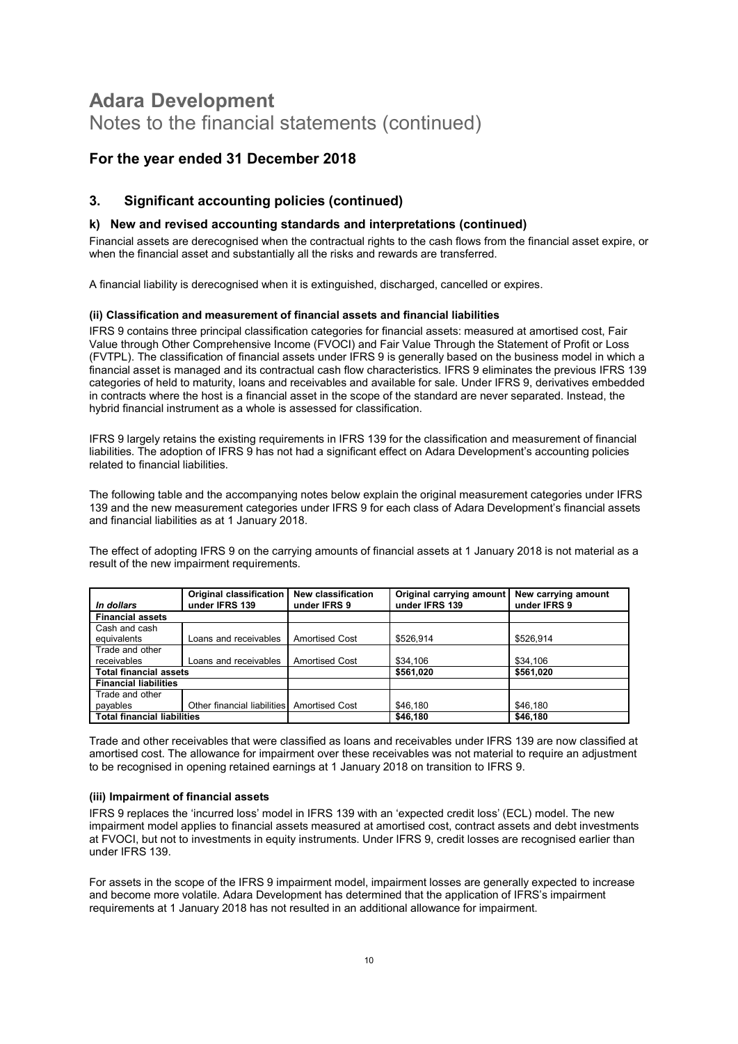# Adara Development

Notes to the financial statements (continued)

## For the year ended 31 December 2018

### 3. Significant accounting policies (continued)

#### k) New and revised accounting standards and interpretations (continued)

Financial assets are derecognised when the contractual rights to the cash flows from the financial asset expire, or when the financial asset and substantially all the risks and rewards are transferred.

A financial liability is derecognised when it is extinguished, discharged, cancelled or expires.

**(ii) Classification and measurement of financial assets and financial liabilities**

IFRS 9 contains three principal classification categories for financial assets: measured at amortised cost, Fair Value through Other Comprehensive Income (FVOCI) and Fair Value Through the Statement of Profit or Loss (FVTPL). The classification of financial assets under IFRS 9 is generally based on the business model in which a financial asset is managed and its contractual cash flow characteristics. IFRS 9 eliminates the previous IFRS 139 categories of held to maturity, loans and receivables and available for sale. Under IFRS 9, derivatives embedded in contracts where the host is a financial asset in the scope of the standard are never separated. Instead, the hybrid financial instrument as a whole is assessed for classification.

IFRS 9 largely retains the existing requirements in IFRS 139 for the classification and measurement of financial liabilities. The adoption of IFRS 9 has not had a significant effect on Adara Development's accounting policies related to financial liabilities.

The following table and the accompanying notes below explain the original measurement categories under IFRS 139 and the new measurement categories under IFRS 9 for each class of Adara Development's financial assets and financial liabilities as at 1 January 2018.

The effect of adopting IFRS 9 on the carrying amounts of financial assets at 1 January 2018 is not material as a result of the new impairment requirements.

| *In dollars* | Original classification under IFRS 139 | New classification under IFRS 9 | Original carrying amount under IFRS 139 | New carrying amount under IFRS 9 |
|---|---|---|---|---|
| **Financial assets** | | | | |
| Cash and cash equivalents | Loans and receivables | Amortised Cost | \$526,914 | \$526,914 |
| Trade and other receivables | Loans and receivables | Amortised Cost | \$34,106 | \$34,106 |
| **Total financial assets** | | | **\$561,020** | **\$561,020** |
| **Financial liabilities** | | | | |
| Trade and other payables | Other financial liabilities | Amortised Cost | \$46,180 | \$46,180 |
| **Total financial liabilities** | | | **\$46,180** | **\$46,180** |

Trade and other receivables that were classified as loans and receivables under IFRS 139 are now classified at amortised cost. The allowance for impairment over these receivables was not material to require an adjustment to be recognised in opening retained earnings at 1 January 2018 on transition to IFRS 9.

**(iii) Impairment of financial assets**

IFRS 9 replaces the 'incurred loss' model in IFRS 139 with an 'expected credit loss' (ECL) model. The new impairment model applies to financial assets measured at amortised cost, contract assets and debt investments at FVOCI, but not to investments in equity instruments. Under IFRS 9, credit losses are recognised earlier than under IFRS 139.

For assets in the scope of the IFRS 9 impairment model, impairment losses are generally expected to increase and become more volatile. Adara Development has determined that the application of IFRS's impairment requirements at 1 January 2018 has not resulted in an additional allowance for impairment.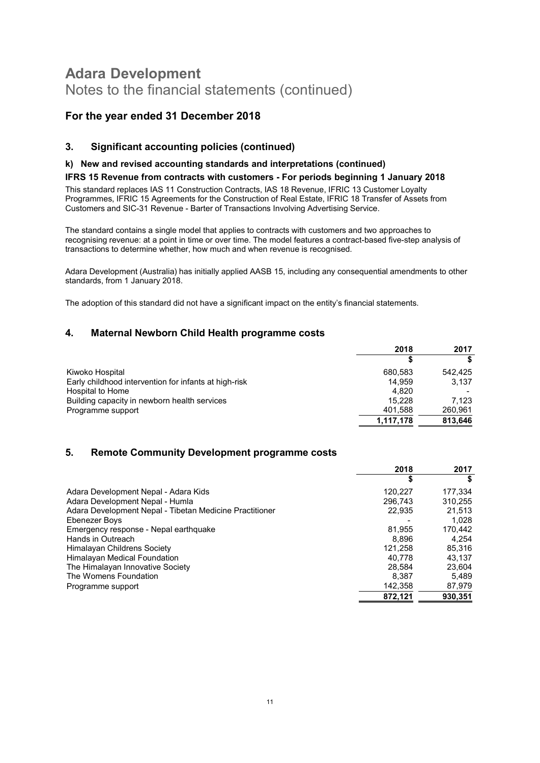# Adara Development
Notes to the financial statements (continued)

## For the year ended 31 December 2018

### 3. Significant accounting policies (continued)

#### k) New and revised accounting standards and interpretations (continued)

**IFRS 15 Revenue from contracts with customers - For periods beginning 1 January 2018**

This standard replaces IAS 11 Construction Contracts, IAS 18 Revenue, IFRIC 13 Customer Loyalty Programmes, IFRIC 15 Agreements for the Construction of Real Estate, IFRIC 18 Transfer of Assets from Customers and SIC-31 Revenue - Barter of Transactions Involving Advertising Service.

The standard contains a single model that applies to contracts with customers and two approaches to recognising revenue: at a point in time or over time. The model features a contract-based five-step analysis of transactions to determine whether, how much and when revenue is recognised.

Adara Development (Australia) has initially applied AASB 15, including any consequential amendments to other standards, from 1 January 2018.

The adoption of this standard did not have a significant impact on the entity's financial statements.

### 4. Maternal Newborn Child Health programme costs

| | 2018 | 2017 |
|---|---|---|
| | $ | $ |
| Kiwoko Hospital | 680,583 | 542,425 |
| Early childhood intervention for infants at high-risk | 14,959 | 3,137 |
| Hospital to Home | 4,820 | - |
| Building capacity in newborn health services | 15,228 | 7,123 |
| Programme support | 401,588 | 260,961 |
| | **1,117,178** | **813,646** |

### 5. Remote Community Development programme costs

| | 2018 | 2017 |
|---|---|---|
| | $ | $ |
| Adara Development Nepal - Adara Kids | 120,227 | 177,334 |
| Adara Development Nepal - Humla | 296,743 | 310,255 |
| Adara Development Nepal - Tibetan Medicine Practitioner | 22,935 | 21,513 |
| Ebenezer Boys | - | 1,028 |
| Emergency response - Nepal earthquake | 81,955 | 170,442 |
| Hands in Outreach | 8,896 | 4,254 |
| Himalayan Childrens Society | 121,258 | 85,316 |
| Himalayan Medical Foundation | 40,778 | 43,137 |
| The Himalayan Innovative Society | 28,584 | 23,604 |
| The Womens Foundation | 8,387 | 5,489 |
| Programme support | 142,358 | 87,979 |
| | **872,121** | **930,351** |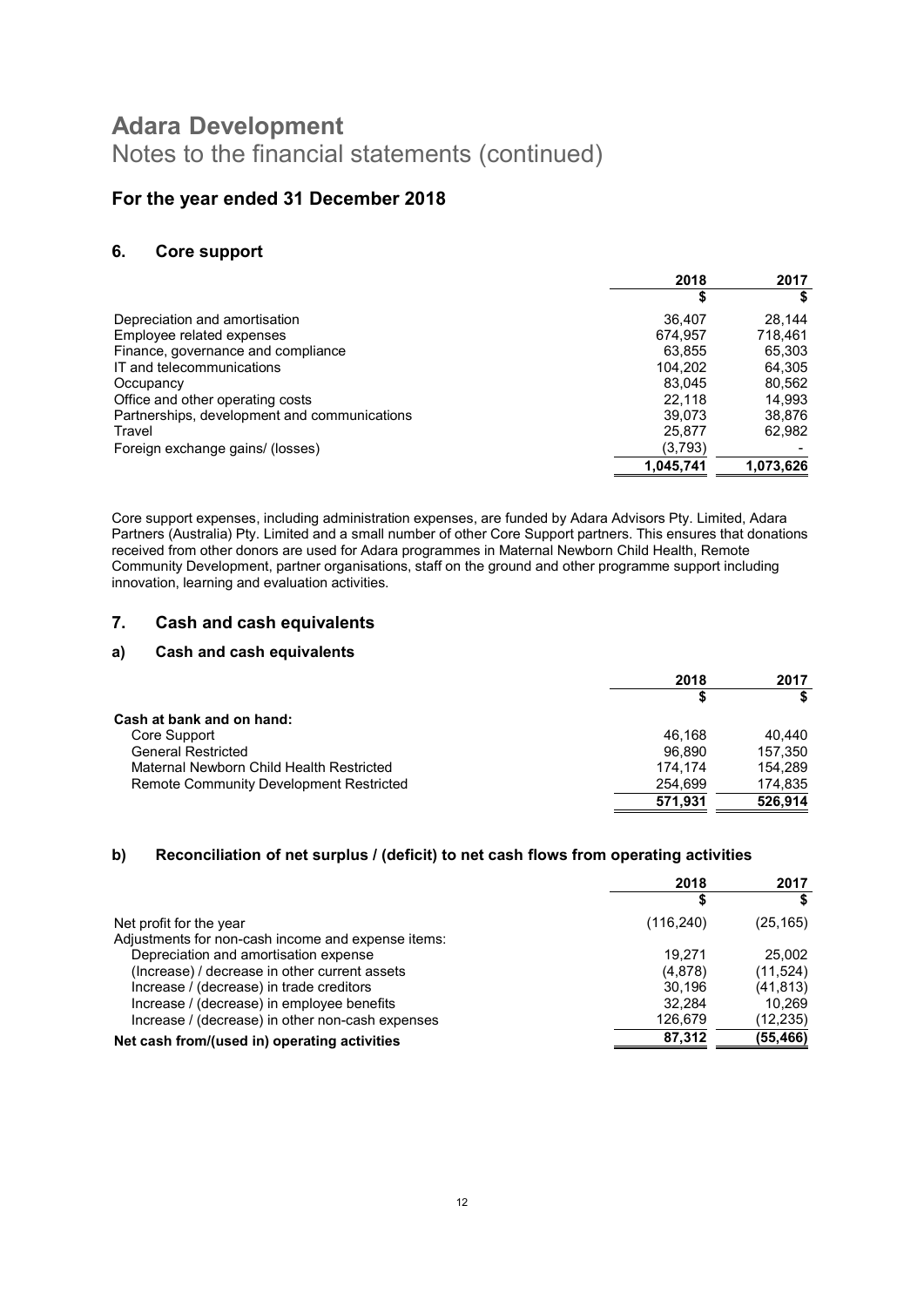# Adara Development

Notes to the financial statements (continued)

## For the year ended 31 December 2018

### 6. Core support

| | 2018 | 2017 |
|---|---|---|
| | $ | $ |
| Depreciation and amortisation | 36,407 | 28,144 |
| Employee related expenses | 674,957 | 718,461 |
| Finance, governance and compliance | 63,855 | 65,303 |
| IT and telecommunications | 104,202 | 64,305 |
| Occupancy | 83,045 | 80,562 |
| Office and other operating costs | 22,118 | 14,993 |
| Partnerships, development and communications | 39,073 | 38,876 |
| Travel | 25,877 | 62,982 |
| Foreign exchange gains/ (losses) | (3,793) | - |
| | **1,045,741** | **1,073,626** |

Core support expenses, including administration expenses, are funded by Adara Advisors Pty. Limited, Adara Partners (Australia) Pty. Limited and a small number of other Core Support partners. This ensures that donations received from other donors are used for Adara programmes in Maternal Newborn Child Health, Remote Community Development, partner organisations, staff on the ground and other programme support including innovation, learning and evaluation activities.

### 7. Cash and cash equivalents

#### a) Cash and cash equivalents

| | 2018 | 2017 |
|---|---|---|
| | $ | $ |
| **Cash at bank and on hand:** | | |
| Core Support | 46,168 | 40,440 |
| General Restricted | 96,890 | 157,350 |
| Maternal Newborn Child Health Restricted | 174,174 | 154,289 |
| Remote Community Development Restricted | 254,699 | 174,835 |
| | **571,931** | **526,914** |

#### b) Reconciliation of net surplus / (deficit) to net cash flows from operating activities

| | 2018 | 2017 |
|---|---|---|
| | $ | $ |
| Net profit for the year | (116,240) | (25,165) |
| Adjustments for non-cash income and expense items: | | |
| Depreciation and amortisation expense | 19,271 | 25,002 |
| (Increase) / decrease in other current assets | (4,878) | (11,524) |
| Increase / (decrease) in trade creditors | 30,196 | (41,813) |
| Increase / (decrease) in employee benefits | 32,284 | 10,269 |
| Increase / (decrease) in other non-cash expenses | 126,679 | (12,235) |
| **Net cash from/(used in) operating activities** | **87,312** | **(55,466)** |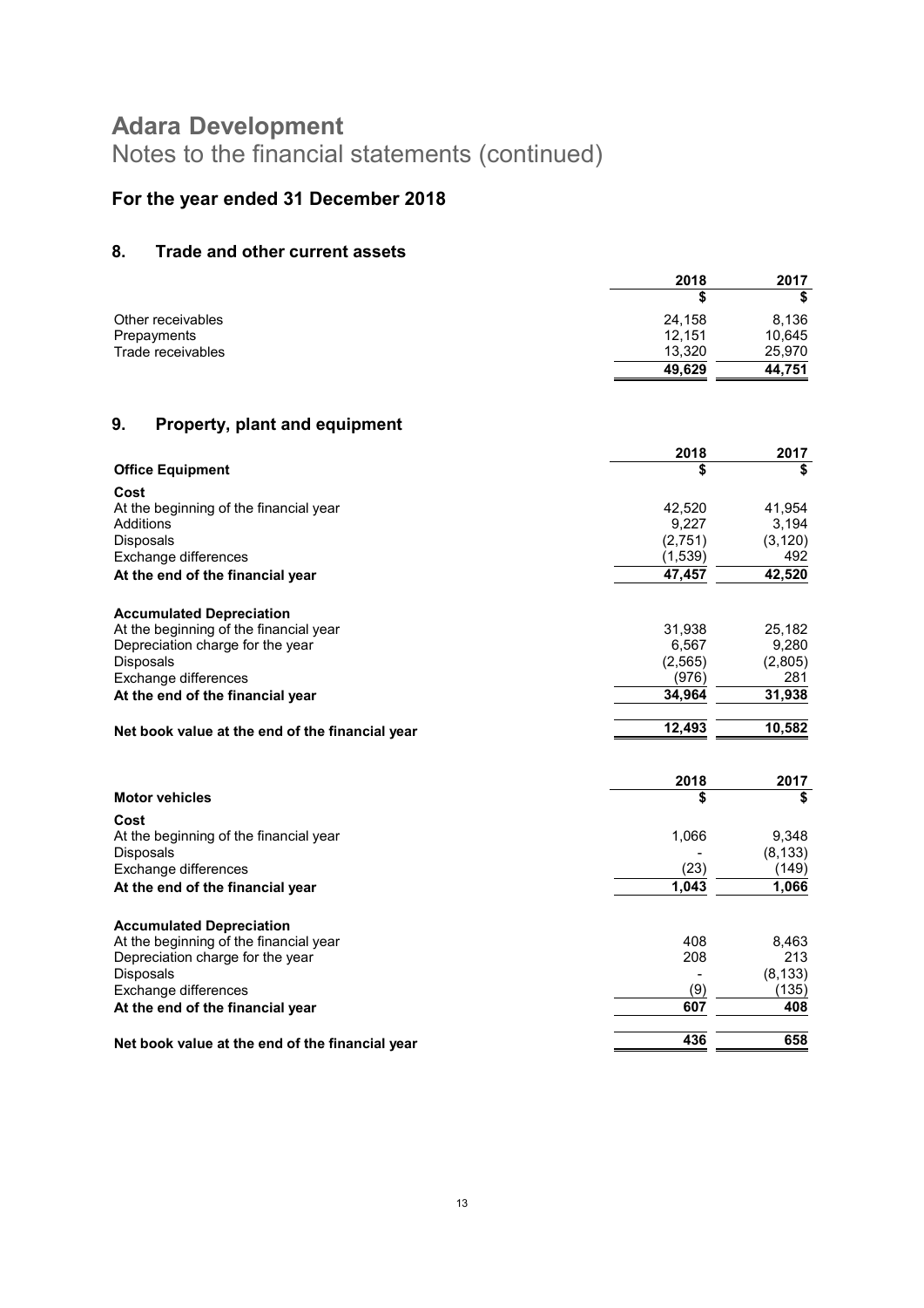# Adara Development

Notes to the financial statements (continued)

## For the year ended 31 December 2018

### 8. Trade and other current assets

| | 2018 | 2017 |
|---|---|---|
| | $ | $ |
| Other receivables | 24,158 | 8,136 |
| Prepayments | 12,151 | 10,645 |
| Trade receivables | 13,320 | 25,970 |
| | **49,629** | **44,751** |

### 9. Property, plant and equipment

| | 2018 | 2017 |
|---|---|---|
| **Office Equipment** | **$** | **$** |
| **Cost** | | |
| At the beginning of the financial year | 42,520 | 41,954 |
| Additions | 9,227 | 3,194 |
| Disposals | (2,751) | (3,120) |
| Exchange differences | (1,539) | 492 |
| **At the end of the financial year** | **47,457** | **42,520** |
| **Accumulated Depreciation** | | |
| At the beginning of the financial year | 31,938 | 25,182 |
| Depreciation charge for the year | 6,567 | 9,280 |
| Disposals | (2,565) | (2,805) |
| Exchange differences | (976) | 281 |
| **At the end of the financial year** | **34,964** | **31,938** |
| **Net book value at the end of the financial year** | **12,493** | **10,582** |

| | 2018 | 2017 |
|---|---|---|
| **Motor vehicles** | **$** | **$** |
| **Cost** | | |
| At the beginning of the financial year | 1,066 | 9,348 |
| Disposals | - | (8,133) |
| Exchange differences | (23) | (149) |
| **At the end of the financial year** | **1,043** | **1,066** |
| **Accumulated Depreciation** | | |
| At the beginning of the financial year | 408 | 8,463 |
| Depreciation charge for the year | 208 | 213 |
| Disposals | - | (8,133) |
| Exchange differences | (9) | (135) |
| **At the end of the financial year** | **607** | **408** |
| **Net book value at the end of the financial year** | **436** | **658** |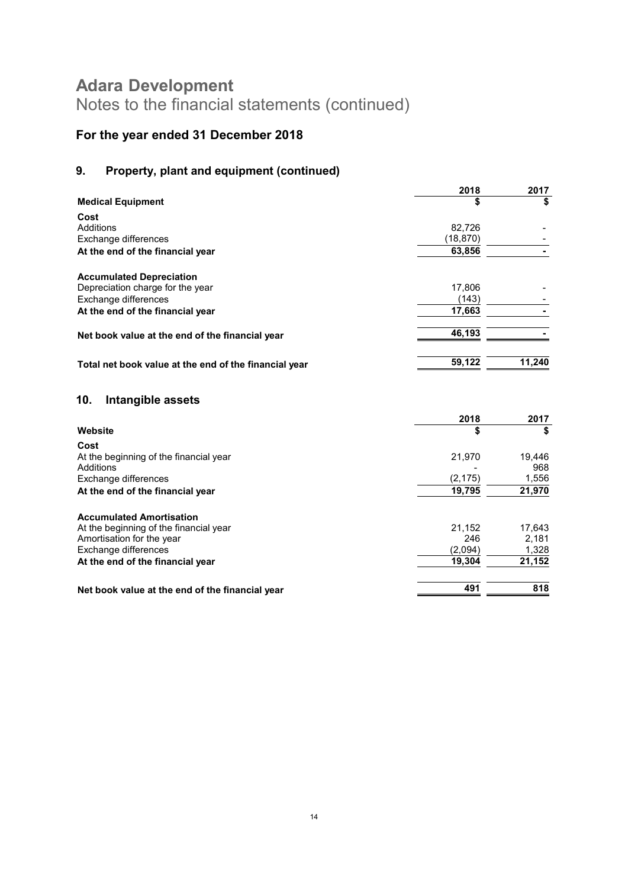# Adara Development

Notes to the financial statements (continued)

## For the year ended 31 December 2018

### 9. Property, plant and equipment (continued)

| | 2018 | 2017 |
|---|---|---|
| **Medical Equipment** | **$** | **$** |
| **Cost** | | |
| Additions | 82,726 | - |
| Exchange differences | (18,870) | - |
| **At the end of the financial year** | **63,856** | **-** |
| **Accumulated Depreciation** | | |
| Depreciation charge for the year | 17,806 | - |
| Exchange differences | (143) | - |
| **At the end of the financial year** | **17,663** | **-** |
| **Net book value at the end of the financial year** | **46,193** | **-** |
| **Total net book value at the end of the financial year** | **59,122** | **11,240** |

### 10. Intangible assets

| | 2018 | 2017 |
|---|---|---|
| **Website** | **$** | **$** |
| **Cost** | | |
| At the beginning of the financial year | 21,970 | 19,446 |
| Additions | - | 968 |
| Exchange differences | (2,175) | 1,556 |
| **At the end of the financial year** | **19,795** | **21,970** |
| **Accumulated Amortisation** | | |
| At the beginning of the financial year | 21,152 | 17,643 |
| Amortisation for the year | 246 | 2,181 |
| Exchange differences | (2,094) | 1,328 |
| **At the end of the financial year** | **19,304** | **21,152** |
| **Net book value at the end of the financial year** | **491** | **818** |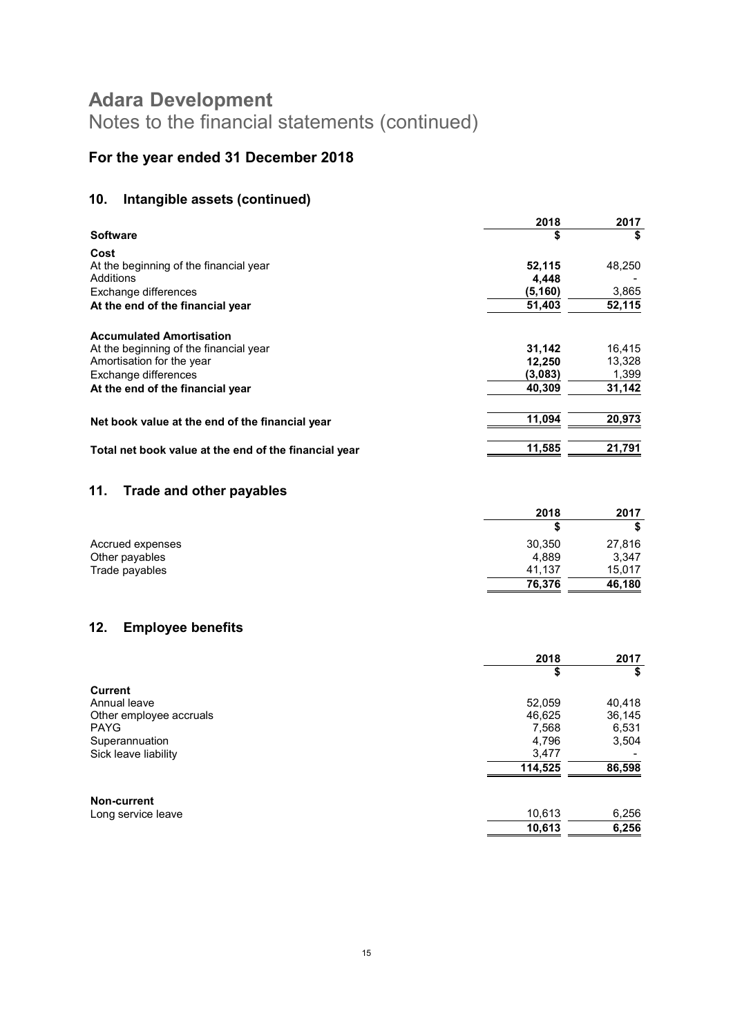# Adara Development

Notes to the financial statements (continued)

## For the year ended 31 December 2018

### 10. Intangible assets (continued)

| | 2018 | 2017 |
|---|---|---|
| **Software** | **\$** | **\$** |
| **Cost** | | |
| At the beginning of the financial year | **52,115** | 48,250 |
| Additions | **4,448** | - |
| Exchange differences | **(5,160)** | 3,865 |
| **At the end of the financial year** | **51,403** | **52,115** |
| | | |
| **Accumulated Amortisation** | | |
| At the beginning of the financial year | **31,142** | 16,415 |
| Amortisation for the year | **12,250** | 13,328 |
| Exchange differences | **(3,083)** | 1,399 |
| **At the end of the financial year** | **40,309** | **31,142** |
| | | |
| **Net book value at the end of the financial year** | **11,094** | **20,973** |
| | | |
| **Total net book value at the end of the financial year** | **11,585** | **21,791** |

### 11. Trade and other payables

| | 2018 | 2017 |
|---|---|---|
| | **\$** | **\$** |
| Accrued expenses | 30,350 | 27,816 |
| Other payables | 4,889 | 3,347 |
| Trade payables | 41,137 | 15,017 |
| | **76,376** | **46,180** |

### 12. Employee benefits

| | 2018 | 2017 |
|---|---|---|
| | **\$** | **\$** |
| **Current** | | |
| Annual leave | 52,059 | 40,418 |
| Other employee accruals | 46,625 | 36,145 |
| PAYG | 7,568 | 6,531 |
| Superannuation | 4,796 | 3,504 |
| Sick leave liability | 3,477 | - |
| | **114,525** | **86,598** |
| | | |
| **Non-current** | | |
| Long service leave | 10,613 | 6,256 |
| | **10,613** | **6,256** |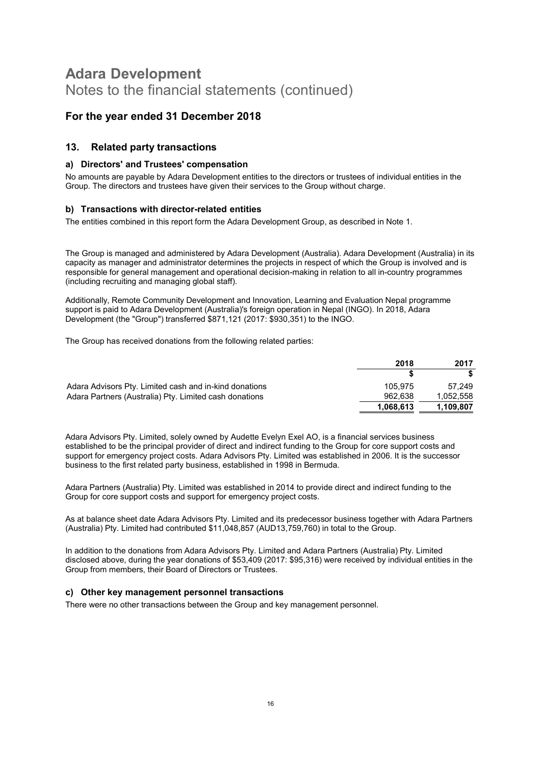# Adara Development

Notes to the financial statements (continued)

## For the year ended 31 December 2018

### 13. Related party transactions

#### a) Directors' and Trustees' compensation

No amounts are payable by Adara Development entities to the directors or trustees of individual entities in the Group. The directors and trustees have given their services to the Group without charge.

#### b) Transactions with director-related entities

The entities combined in this report form the Adara Development Group, as described in Note 1.

The Group is managed and administered by Adara Development (Australia). Adara Development (Australia) in its capacity as manager and administrator determines the projects in respect of which the Group is involved and is responsible for general management and operational decision-making in relation to all in-country programmes (including recruiting and managing global staff).

Additionally, Remote Community Development and Innovation, Learning and Evaluation Nepal programme support is paid to Adara Development (Australia)'s foreign operation in Nepal (INGO). In 2018, Adara Development (the "Group") transferred $871,121 (2017: $930,351) to the INGO.

The Group has received donations from the following related parties:

| | 2018 | 2017 |
|---|---|---|
| | $ | $ |
| Adara Advisors Pty. Limited cash and in-kind donations | 105,975 | 57,249 |
| Adara Partners (Australia) Pty. Limited cash donations | 962,638 | 1,052,558 |
| | **1,068,613** | **1,109,807** |

Adara Advisors Pty. Limited, solely owned by Audette Evelyn Exel AO, is a financial services business established to be the principal provider of direct and indirect funding to the Group for core support costs and support for emergency project costs. Adara Advisors Pty. Limited was established in 2006. It is the successor business to the first related party business, established in 1998 in Bermuda.

Adara Partners (Australia) Pty. Limited was established in 2014 to provide direct and indirect funding to the Group for core support costs and support for emergency project costs.

As at balance sheet date Adara Advisors Pty. Limited and its predecessor business together with Adara Partners (Australia) Pty. Limited had contributed $11,048,857 (AUD13,759,760) in total to the Group.

In addition to the donations from Adara Advisors Pty. Limited and Adara Partners (Australia) Pty. Limited disclosed above, during the year donations of $53,409 (2017: $95,316) were received by individual entities in the Group from members, their Board of Directors or Trustees.

#### c) Other key management personnel transactions

There were no other transactions between the Group and key management personnel.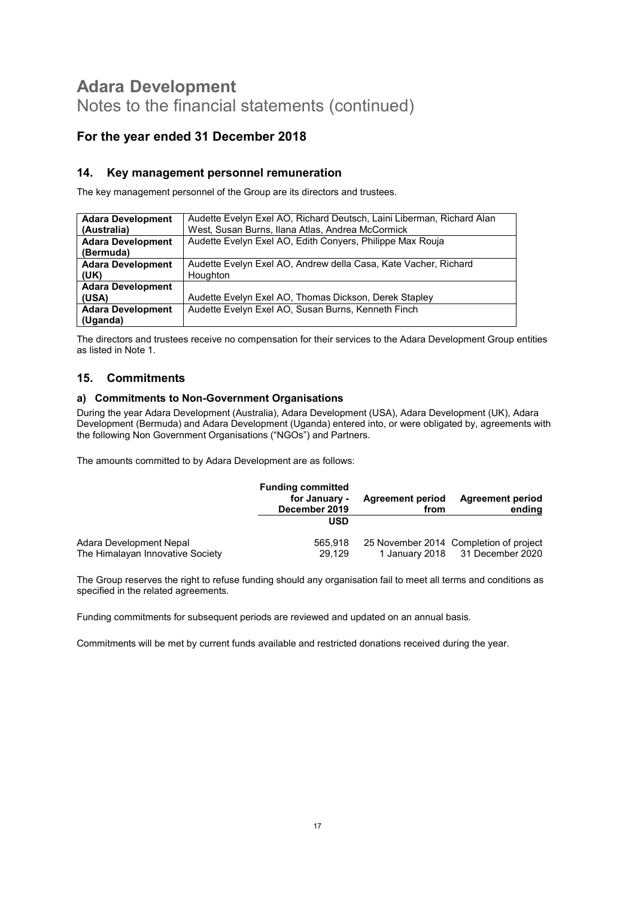# Adara Development

Notes to the financial statements (continued)

## For the year ended 31 December 2018

### 14. Key management personnel remuneration

The key management personnel of the Group are its directors and trustees.

| | |
|---|---|
| **Adara Development (Australia)** | Audette Evelyn Exel AO, Richard Deutsch, Laini Liberman, Richard Alan West, Susan Burns, Ilana Atlas, Andrea McCormick |
| **Adara Development (Bermuda)** | Audette Evelyn Exel AO, Edith Conyers, Philippe Max Rouja |
| **Adara Development (UK)** | Audette Evelyn Exel AO, Andrew della Casa, Kate Vacher, Richard Houghton |
| **Adara Development (USA)** | Audette Evelyn Exel AO, Thomas Dickson, Derek Stapley |
| **Adara Development (Uganda)** | Audette Evelyn Exel AO, Susan Burns, Kenneth Finch |

The directors and trustees receive no compensation for their services to the Adara Development Group entities as listed in Note 1.

### 15. Commitments

#### a) Commitments to Non-Government Organisations

During the year Adara Development (Australia), Adara Development (USA), Adara Development (UK), Adara Development (Bermuda) and Adara Development (Uganda) entered into, or were obligated by, agreements with the following Non Government Organisations ("NGOs") and Partners.

The amounts committed to by Adara Development are as follows:

| | Funding committed for January - December 2019 | Agreement period from | Agreement period ending |
|---|---|---|---|
| | USD | | |
| Adara Development Nepal | 565,918 | 25 November 2014 | Completion of project |
| The Himalayan Innovative Society | 29,129 | 1 January 2018 | 31 December 2020 |

The Group reserves the right to refuse funding should any organisation fail to meet all terms and conditions as specified in the related agreements.

Funding commitments for subsequent periods are reviewed and updated on an annual basis.

Commitments will be met by current funds available and restricted donations received during the year.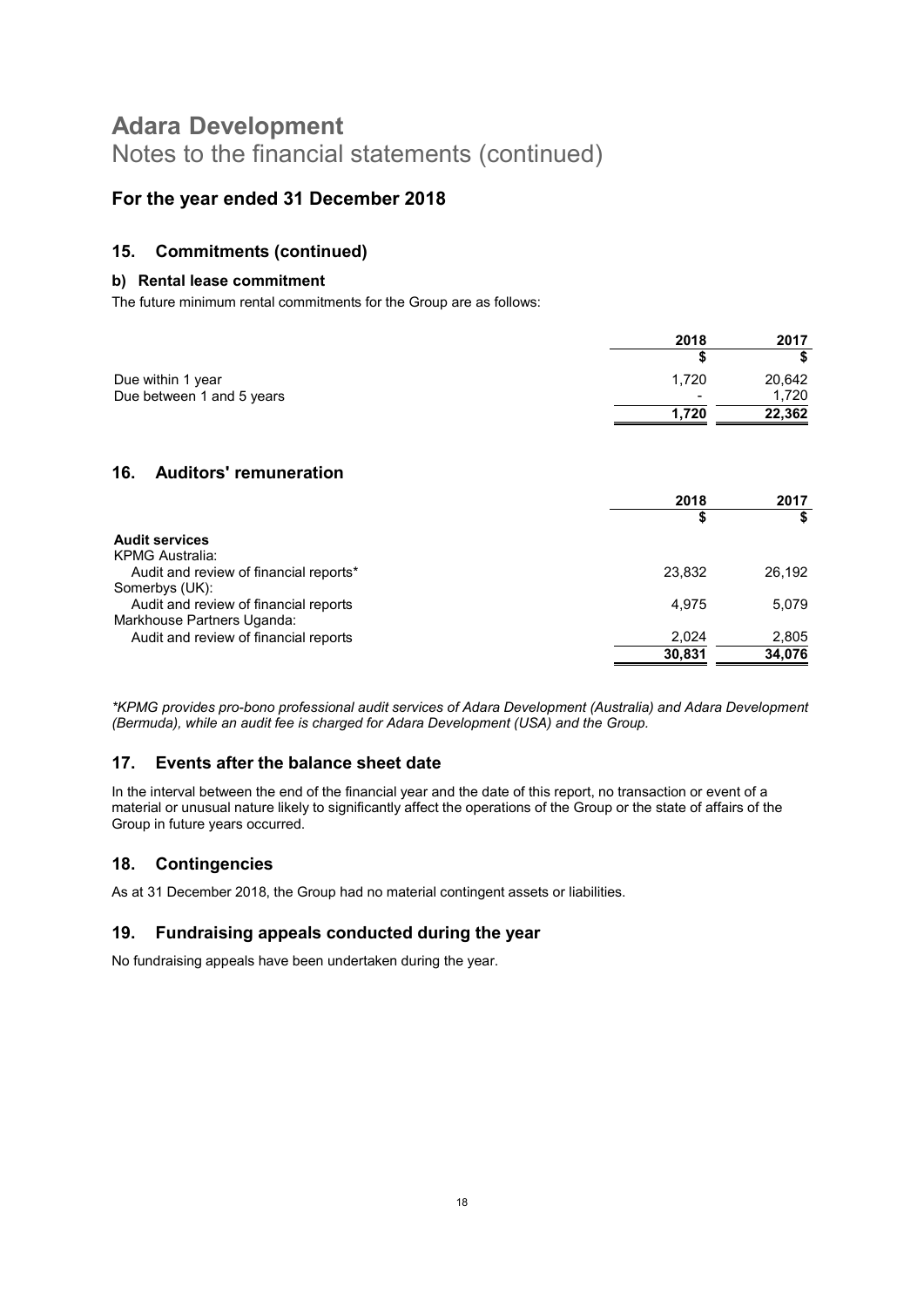# Adara Development
Notes to the financial statements (continued)

## For the year ended 31 December 2018

### 15. Commitments (continued)

#### b) Rental lease commitment

The future minimum rental commitments for the Group are as follows:

| | 2018 | 2017 |
|---|---|---|
| | $ | $ |
| Due within 1 year | 1,720 | 20,642 |
| Due between 1 and 5 years | - | 1,720 |
| | **1,720** | **22,362** |

### 16. Auditors' remuneration

| | 2018 | 2017 |
|---|---|---|
| | $ | $ |
| **Audit services** | | |
| KPMG Australia: | | |
| Audit and review of financial reports* | 23,832 | 26,192 |
| Somerbys (UK): | | |
| Audit and review of financial reports | 4,975 | 5,079 |
| Markhouse Partners Uganda: | | |
| Audit and review of financial reports | 2,024 | 2,805 |
| | **30,831** | **34,076** |

*\*KPMG provides pro-bono professional audit services of Adara Development (Australia) and Adara Development (Bermuda), while an audit fee is charged for Adara Development (USA) and the Group.*

### 17. Events after the balance sheet date

In the interval between the end of the financial year and the date of this report, no transaction or event of a material or unusual nature likely to significantly affect the operations of the Group or the state of affairs of the Group in future years occurred.

### 18. Contingencies

As at 31 December 2018, the Group had no material contingent assets or liabilities.

### 19. Fundraising appeals conducted during the year

No fundraising appeals have been undertaken during the year.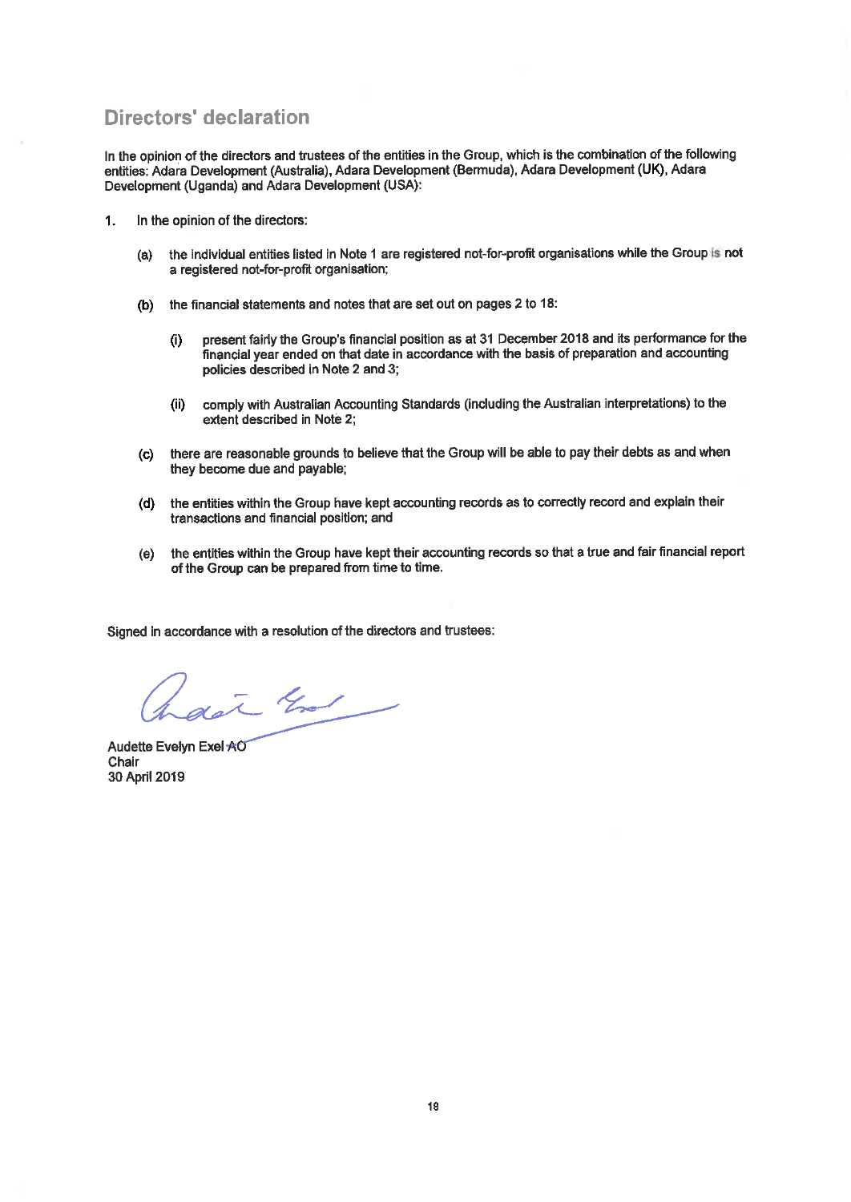## Directors' declaration

In the opinion of the directors and trustees of the entities in the Group, which is the combination of the following entities: Adara Development (Australia), Adara Development (Bermuda), Adara Development (UK), Adara Development (Uganda) and Adara Development (USA):

1. In the opinion of the directors:

   (a) the individual entities listed in Note 1 are registered not-for-profit organisations while the Group is not a registered not-for-profit organisation;

   (b) the financial statements and notes that are set out on pages 2 to 18:

      (i) present fairly the Group's financial position as at 31 December 2018 and its performance for the financial year ended on that date in accordance with the basis of preparation and accounting policies described in Note 2 and 3;

      (ii) comply with Australian Accounting Standards (including the Australian interpretations) to the extent described in Note 2;

   (c) there are reasonable grounds to believe that the Group will be able to pay their debts as and when they become due and payable;

   (d) the entities within the Group have kept accounting records as to correctly record and explain their transactions and financial position; and

   (e) the entities within the Group have kept their accounting records so that a true and fair financial report of the Group can be prepared from time to time.

Signed in accordance with a resolution of the directors and trustees:

Audette Evelyn Exel AO
Chair
30 April 2019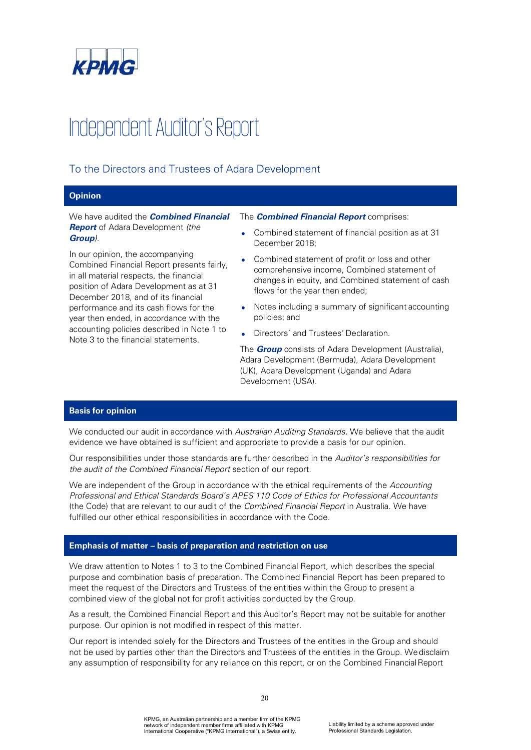# Independent Auditor's Report

## To the Directors and Trustees of Adara Development

### Opinion

We have audited the ***Combined Financial Report*** of Adara Development *(the **Group**)*.

In our opinion, the accompanying Combined Financial Report presents fairly, in all material respects, the financial position of Adara Development as at 31 December 2018, and of its financial performance and its cash flows for the year then ended, in accordance with the accounting policies described in Note 1 to Note 3 to the financial statements.

The ***Combined Financial Report*** comprises:

- Combined statement of financial position as at 31 December 2018;
- Combined statement of profit or loss and other comprehensive income, Combined statement of changes in equity, and Combined statement of cash flows for the year then ended;
- Notes including a summary of significant accounting policies; and
- Directors' and Trustees' Declaration.

The ***Group*** consists of Adara Development (Australia), Adara Development (Bermuda), Adara Development (UK), Adara Development (Uganda) and Adara Development (USA).

### Basis for opinion

We conducted our audit in accordance with *Australian Auditing Standards*. We believe that the audit evidence we have obtained is sufficient and appropriate to provide a basis for our opinion.

Our responsibilities under those standards are further described in the *Auditor's responsibilities for the audit of the Combined Financial Report* section of our report.

We are independent of the Group in accordance with the ethical requirements of the *Accounting Professional and Ethical Standards Board's APES 110 Code of Ethics for Professional Accountants* (the Code) that are relevant to our audit of the *Combined Financial Report* in Australia. We have fulfilled our other ethical responsibilities in accordance with the Code.

### Emphasis of matter – basis of preparation and restriction on use

We draw attention to Notes 1 to 3 to the Combined Financial Report, which describes the special purpose and combination basis of preparation. The Combined Financial Report has been prepared to meet the request of the Directors and Trustees of the entities within the Group to present a combined view of the global not for profit activities conducted by the Group.

As a result, the Combined Financial Report and this Auditor's Report may not be suitable for another purpose. Our opinion is not modified in respect of this matter.

Our report is intended solely for the Directors and Trustees of the entities in the Group and should not be used by parties other than the Directors and Trustees of the entities in the Group. We disclaim any assumption of responsibility for any reliance on this report, or on the Combined Financial Report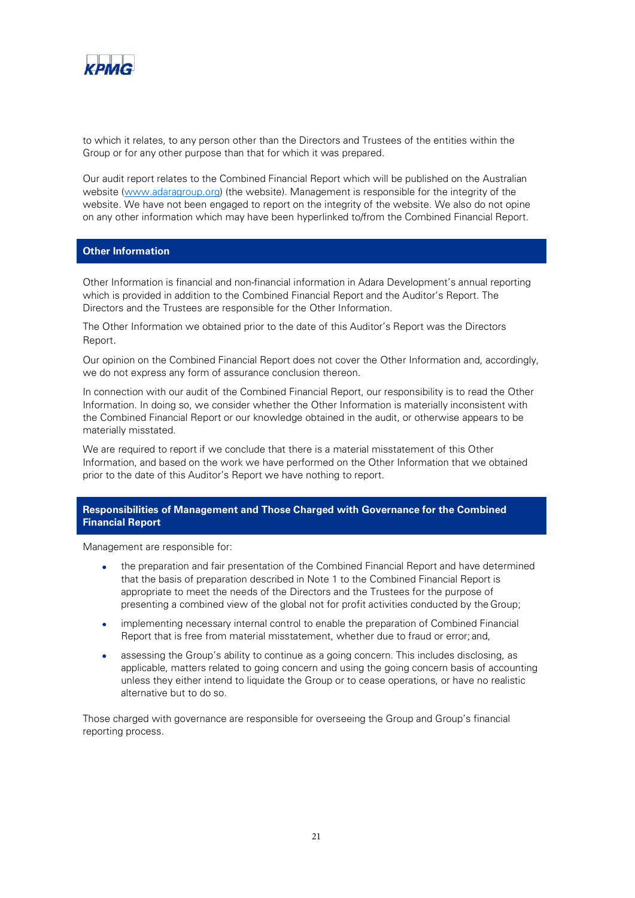to which it relates, to any person other than the Directors and Trustees of the entities within the Group or for any other purpose than that for which it was prepared.

Our audit report relates to the Combined Financial Report which will be published on the Australian website ([www.adaragroup.org](http://www.adaragroup.org)) (the website). Management is responsible for the integrity of the website. We have not been engaged to report on the integrity of the website. We also do not opine on any other information which may have been hyperlinked to/from the Combined Financial Report.

## Other Information

Other Information is financial and non-financial information in Adara Development's annual reporting which is provided in addition to the Combined Financial Report and the Auditor's Report. The Directors and the Trustees are responsible for the Other Information.

The Other Information we obtained prior to the date of this Auditor's Report was the Directors Report.

Our opinion on the Combined Financial Report does not cover the Other Information and, accordingly, we do not express any form of assurance conclusion thereon.

In connection with our audit of the Combined Financial Report, our responsibility is to read the Other Information. In doing so, we consider whether the Other Information is materially inconsistent with the Combined Financial Report or our knowledge obtained in the audit, or otherwise appears to be materially misstated.

We are required to report if we conclude that there is a material misstatement of this Other Information, and based on the work we have performed on the Other Information that we obtained prior to the date of this Auditor's Report we have nothing to report.

## Responsibilities of Management and Those Charged with Governance for the Combined Financial Report

Management are responsible for:

- the preparation and fair presentation of the Combined Financial Report and have determined that the basis of preparation described in Note 1 to the Combined Financial Report is appropriate to meet the needs of the Directors and the Trustees for the purpose of presenting a combined view of the global not for profit activities conducted by the Group;
- implementing necessary internal control to enable the preparation of Combined Financial Report that is free from material misstatement, whether due to fraud or error; and,
- assessing the Group's ability to continue as a going concern. This includes disclosing, as applicable, matters related to going concern and using the going concern basis of accounting unless they either intend to liquidate the Group or to cease operations, or have no realistic alternative but to do so.

Those charged with governance are responsible for overseeing the Group and Group's financial reporting process.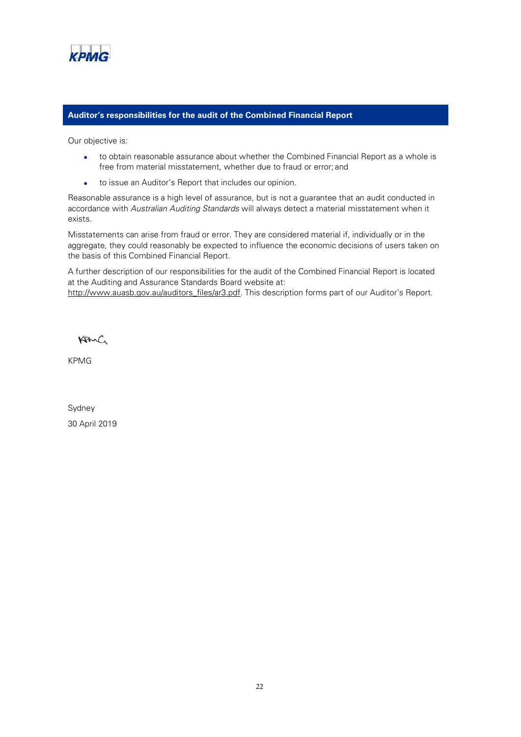## Auditor's responsibilities for the audit of the Combined Financial Report

Our objective is:

- to obtain reasonable assurance about whether the Combined Financial Report as a whole is free from material misstatement, whether due to fraud or error; and
- to issue an Auditor's Report that includes our opinion.

Reasonable assurance is a high level of assurance, but is not a guarantee that an audit conducted in accordance with *Australian Auditing Standards* will always detect a material misstatement when it exists.

Misstatements can arise from fraud or error. They are considered material if, individually or in the aggregate, they could reasonably be expected to influence the economic decisions of users taken on the basis of this Combined Financial Report.

A further description of our responsibilities for the audit of the Combined Financial Report is located at the Auditing and Assurance Standards Board website at: http://www.auasb.gov.au/auditors_files/ar3.pdf. This description forms part of our Auditor's Report.

KPMG

Sydney

30 April 2019